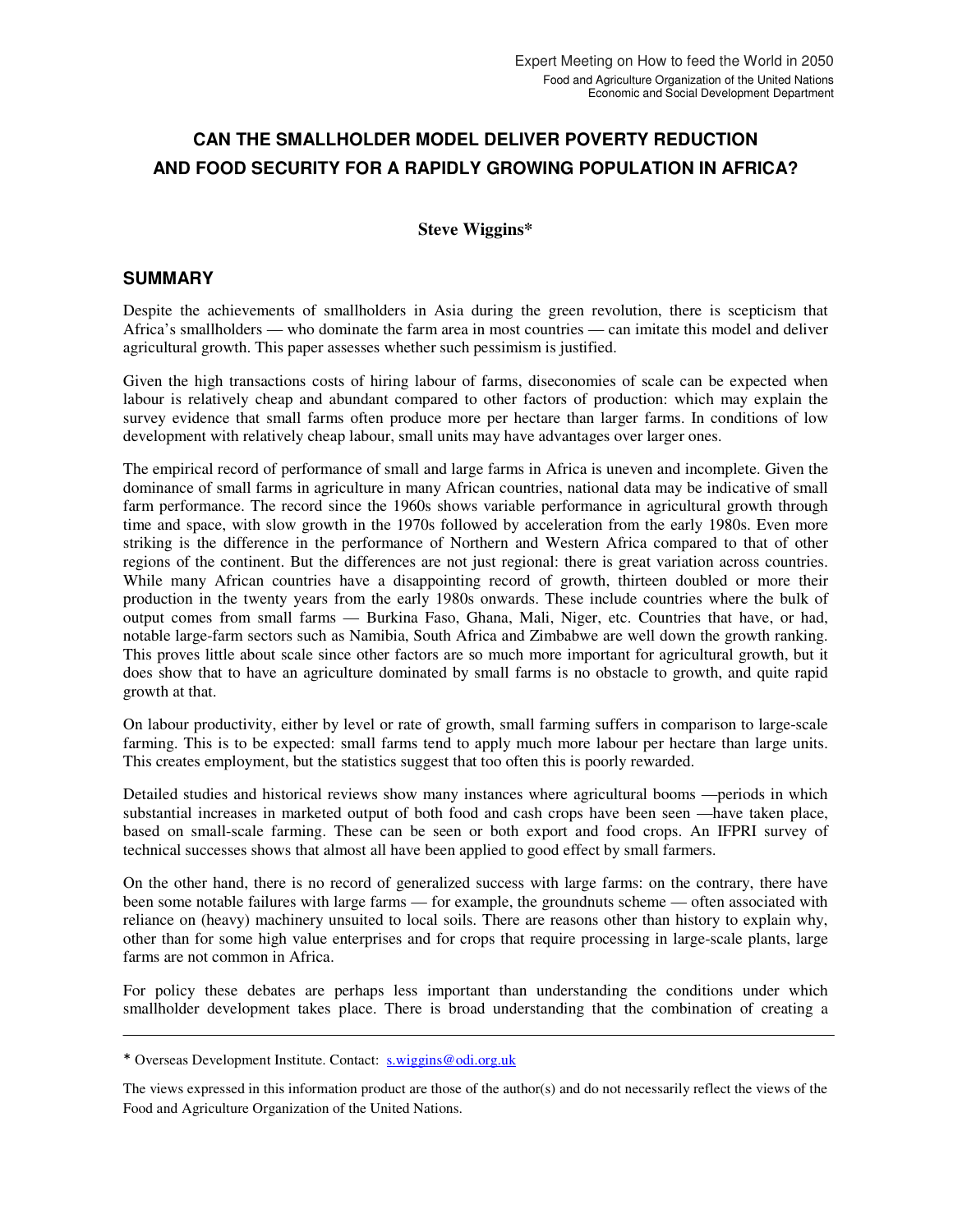Expert Meeting on How to feed the World in 2050
Food and Agriculture Organization of the United Nations
Economic and Social Development Department

# CAN THE SMALLHOLDER MODEL DELIVER POVERTY REDUCTION AND FOOD SECURITY FOR A RAPIDLY GROWING POPULATION IN AFRICA?

**Steve Wiggins***

## SUMMARY

Despite the achievements of smallholders in Asia during the green revolution, there is scepticism that Africa's smallholders — who dominate the farm area in most countries — can imitate this model and deliver agricultural growth. This paper assesses whether such pessimism is justified.

Given the high transactions costs of hiring labour of farms, diseconomies of scale can be expected when labour is relatively cheap and abundant compared to other factors of production: which may explain the survey evidence that small farms often produce more per hectare than larger farms. In conditions of low development with relatively cheap labour, small units may have advantages over larger ones.

The empirical record of performance of small and large farms in Africa is uneven and incomplete. Given the dominance of small farms in agriculture in many African countries, national data may be indicative of small farm performance. The record since the 1960s shows variable performance in agricultural growth through time and space, with slow growth in the 1970s followed by acceleration from the early 1980s. Even more striking is the difference in the performance of Northern and Western Africa compared to that of other regions of the continent. But the differences are not just regional: there is great variation across countries. While many African countries have a disappointing record of growth, thirteen doubled or more their production in the twenty years from the early 1980s onwards. These include countries where the bulk of output comes from small farms — Burkina Faso, Ghana, Mali, Niger, etc. Countries that have, or had, notable large-farm sectors such as Namibia, South Africa and Zimbabwe are well down the growth ranking. This proves little about scale since other factors are so much more important for agricultural growth, but it does show that to have an agriculture dominated by small farms is no obstacle to growth, and quite rapid growth at that.

On labour productivity, either by level or rate of growth, small farming suffers in comparison to large-scale farming. This is to be expected: small farms tend to apply much more labour per hectare than large units. This creates employment, but the statistics suggest that too often this is poorly rewarded.

Detailed studies and historical reviews show many instances where agricultural booms —periods in which substantial increases in marketed output of both food and cash crops have been seen —have taken place, based on small-scale farming. These can be seen or both export and food crops. An IFPRI survey of technical successes shows that almost all have been applied to good effect by small farmers.

On the other hand, there is no record of generalized success with large farms: on the contrary, there have been some notable failures with large farms — for example, the groundnuts scheme — often associated with reliance on (heavy) machinery unsuited to local soils. There are reasons other than history to explain why, other than for some high value enterprises and for crops that require processing in large-scale plants, large farms are not common in Africa.

For policy these debates are perhaps less important than understanding the conditions under which smallholder development takes place. There is broad understanding that the combination of creating a

---

* Overseas Development Institute. Contact: s.wiggins@odi.org.uk

The views expressed in this information product are those of the author(s) and do not necessarily reflect the views of the Food and Agriculture Organization of the United Nations.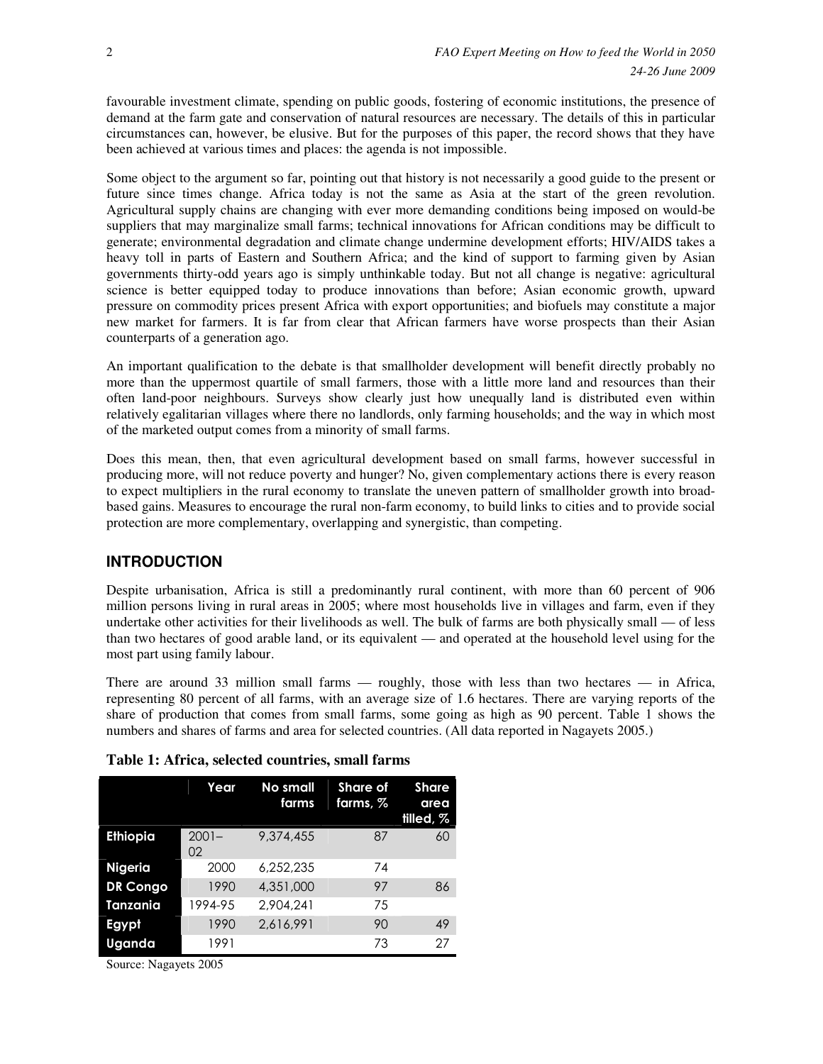favourable investment climate, spending on public goods, fostering of economic institutions, the presence of demand at the farm gate and conservation of natural resources are necessary. The details of this in particular circumstances can, however, be elusive. But for the purposes of this paper, the record shows that they have been achieved at various times and places: the agenda is not impossible.

Some object to the argument so far, pointing out that history is not necessarily a good guide to the present or future since times change. Africa today is not the same as Asia at the start of the green revolution. Agricultural supply chains are changing with ever more demanding conditions being imposed on would-be suppliers that may marginalize small farms; technical innovations for African conditions may be difficult to generate; environmental degradation and climate change undermine development efforts; HIV/AIDS takes a heavy toll in parts of Eastern and Southern Africa; and the kind of support to farming given by Asian governments thirty-odd years ago is simply unthinkable today. But not all change is negative: agricultural science is better equipped today to produce innovations than before; Asian economic growth, upward pressure on commodity prices present Africa with export opportunities; and biofuels may constitute a major new market for farmers. It is far from clear that African farmers have worse prospects than their Asian counterparts of a generation ago.

An important qualification to the debate is that smallholder development will benefit directly probably no more than the uppermost quartile of small farmers, those with a little more land and resources than their often land-poor neighbours. Surveys show clearly just how unequally land is distributed even within relatively egalitarian villages where there no landlords, only farming households; and the way in which most of the marketed output comes from a minority of small farms.

Does this mean, then, that even agricultural development based on small farms, however successful in producing more, will not reduce poverty and hunger? No, given complementary actions there is every reason to expect multipliers in the rural economy to translate the uneven pattern of smallholder growth into broad-based gains. Measures to encourage the rural non-farm economy, to build links to cities and to provide social protection are more complementary, overlapping and synergistic, than competing.

## INTRODUCTION

Despite urbanisation, Africa is still a predominantly rural continent, with more than 60 percent of 906 million persons living in rural areas in 2005; where most households live in villages and farm, even if they undertake other activities for their livelihoods as well. The bulk of farms are both physically small — of less than two hectares of good arable land, or its equivalent — and operated at the household level using for the most part using family labour.

There are around 33 million small farms — roughly, those with less than two hectares — in Africa, representing 80 percent of all farms, with an average size of 1.6 hectares. There are varying reports of the share of production that comes from small farms, some going as high as 90 percent. Table 1 shows the numbers and shares of farms and area for selected countries. (All data reported in Nagayets 2005.)

**Table 1: Africa, selected countries, small farms**

| | Year | No small farms | Share of farms, % | Share area tilled, % |
|---|---|---|---|---|
| **Ethiopia** | 2001–02 | 9,374,455 | 87 | 60 |
| **Nigeria** | 2000 | 6,252,235 | 74 | |
| **DR Congo** | 1990 | 4,351,000 | 97 | 86 |
| **Tanzania** | 1994-95 | 2,904,241 | 75 | |
| **Egypt** | 1990 | 2,616,991 | 90 | 49 |
| **Uganda** | 1991 | | 73 | 27 |

Source: Nagayets 2005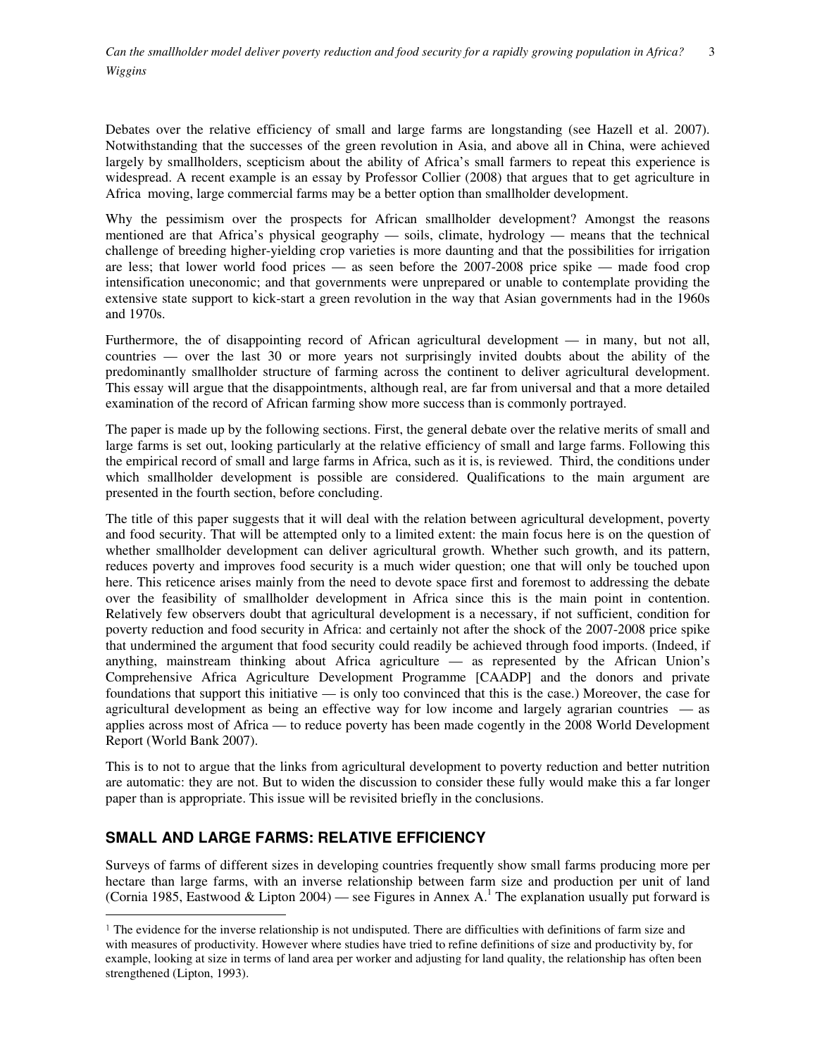Debates over the relative efficiency of small and large farms are longstanding (see Hazell et al. 2007). Notwithstanding that the successes of the green revolution in Asia, and above all in China, were achieved largely by smallholders, scepticism about the ability of Africa's small farmers to repeat this experience is widespread. A recent example is an essay by Professor Collier (2008) that argues that to get agriculture in Africa moving, large commercial farms may be a better option than smallholder development.

Why the pessimism over the prospects for African smallholder development? Amongst the reasons mentioned are that Africa's physical geography — soils, climate, hydrology — means that the technical challenge of breeding higher-yielding crop varieties is more daunting and that the possibilities for irrigation are less; that lower world food prices — as seen before the 2007-2008 price spike — made food crop intensification uneconomic; and that governments were unprepared or unable to contemplate providing the extensive state support to kick-start a green revolution in the way that Asian governments had in the 1960s and 1970s.

Furthermore, the of disappointing record of African agricultural development — in many, but not all, countries — over the last 30 or more years not surprisingly invited doubts about the ability of the predominantly smallholder structure of farming across the continent to deliver agricultural development. This essay will argue that the disappointments, although real, are far from universal and that a more detailed examination of the record of African farming show more success than is commonly portrayed.

The paper is made up by the following sections. First, the general debate over the relative merits of small and large farms is set out, looking particularly at the relative efficiency of small and large farms. Following this the empirical record of small and large farms in Africa, such as it is, is reviewed. Third, the conditions under which smallholder development is possible are considered. Qualifications to the main argument are presented in the fourth section, before concluding.

The title of this paper suggests that it will deal with the relation between agricultural development, poverty and food security. That will be attempted only to a limited extent: the main focus here is on the question of whether smallholder development can deliver agricultural growth. Whether such growth, and its pattern, reduces poverty and improves food security is a much wider question; one that will only be touched upon here. This reticence arises mainly from the need to devote space first and foremost to addressing the debate over the feasibility of smallholder development in Africa since this is the main point in contention. Relatively few observers doubt that agricultural development is a necessary, if not sufficient, condition for poverty reduction and food security in Africa: and certainly not after the shock of the 2007-2008 price spike that undermined the argument that food security could readily be achieved through food imports. (Indeed, if anything, mainstream thinking about Africa agriculture — as represented by the African Union's Comprehensive Africa Agriculture Development Programme [CAADP] and the donors and private foundations that support this initiative — is only too convinced that this is the case.) Moreover, the case for agricultural development as being an effective way for low income and largely agrarian countries — as applies across most of Africa — to reduce poverty has been made cogently in the 2008 World Development Report (World Bank 2007).

This is to not to argue that the links from agricultural development to poverty reduction and better nutrition are automatic: they are not. But to widen the discussion to consider these fully would make this a far longer paper than is appropriate. This issue will be revisited briefly in the conclusions.

## SMALL AND LARGE FARMS: RELATIVE EFFICIENCY

Surveys of farms of different sizes in developing countries frequently show small farms producing more per hectare than large farms, with an inverse relationship between farm size and production per unit of land (Cornia 1985, Eastwood & Lipton 2004) — see Figures in Annex A.[1] The explanation usually put forward is

---

[1] The evidence for the inverse relationship is not undisputed. There are difficulties with definitions of farm size and with measures of productivity. However where studies have tried to refine definitions of size and productivity by, for example, looking at size in terms of land area per worker and adjusting for land quality, the relationship has often been strengthened (Lipton, 1993).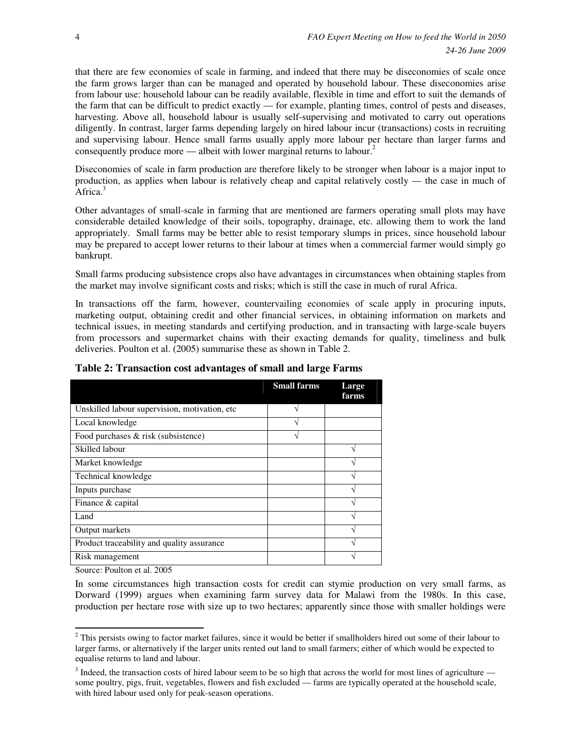that there are few economies of scale in farming, and indeed that there may be diseconomies of scale once the farm grows larger than can be managed and operated by household labour. These diseconomies arise from labour use: household labour can be readily available, flexible in time and effort to suit the demands of the farm that can be difficult to predict exactly — for example, planting times, control of pests and diseases, harvesting. Above all, household labour is usually self-supervising and motivated to carry out operations diligently. In contrast, larger farms depending largely on hired labour incur (transactions) costs in recruiting and supervising labour. Hence small farms usually apply more labour per hectare than larger farms and consequently produce more — albeit with lower marginal returns to labour.[2]

Diseconomies of scale in farm production are therefore likely to be stronger when labour is a major input to production, as applies when labour is relatively cheap and capital relatively costly — the case in much of Africa.[3]

Other advantages of small-scale in farming that are mentioned are farmers operating small plots may have considerable detailed knowledge of their soils, topography, drainage, etc. allowing them to work the land appropriately. Small farms may be better able to resist temporary slumps in prices, since household labour may be prepared to accept lower returns to their labour at times when a commercial farmer would simply go bankrupt.

Small farms producing subsistence crops also have advantages in circumstances when obtaining staples from the market may involve significant costs and risks; which is still the case in much of rural Africa.

In transactions off the farm, however, countervailing economies of scale apply in procuring inputs, marketing output, obtaining credit and other financial services, in obtaining information on markets and technical issues, in meeting standards and certifying production, and in transacting with large-scale buyers from processors and supermarket chains with their exacting demands for quality, timeliness and bulk deliveries. Poulton et al. (2005) summarise these as shown in Table 2.

**Table 2: Transaction cost advantages of small and large Farms**

| | Small farms | Large farms |
|---|---|---|
| Unskilled labour supervision, motivation, etc | √ | |
| Local knowledge | √ | |
| Food purchases & risk (subsistence) | √ | |
| Skilled labour | | √ |
| Market knowledge | | √ |
| Technical knowledge | | √ |
| Inputs purchase | | √ |
| Finance & capital | | √ |
| Land | | √ |
| Output markets | | √ |
| Product traceability and quality assurance | | √ |
| Risk management | | √ |

Source: Poulton et al. 2005

In some circumstances high transaction costs for credit can stymie production on very small farms, as Dorward (1999) argues when examining farm survey data for Malawi from the 1980s. In this case, production per hectare rose with size up to two hectares; apparently since those with smaller holdings were

---

[2] This persists owing to factor market failures, since it would be better if smallholders hired out some of their labour to larger farms, or alternatively if the larger units rented out land to small farmers; either of which would be expected to equalise returns to land and labour.

[3] Indeed, the transaction costs of hired labour seem to be so high that across the world for most lines of agriculture — some poultry, pigs, fruit, vegetables, flowers and fish excluded — farms are typically operated at the household scale, with hired labour used only for peak-season operations.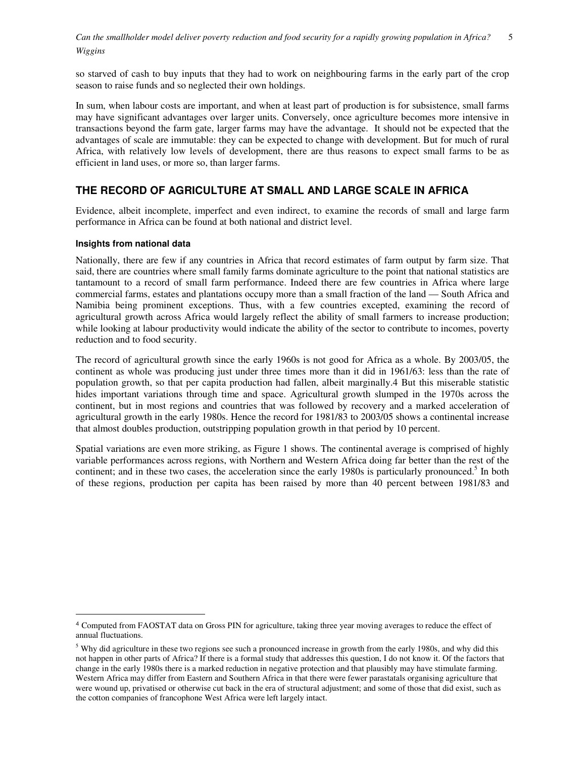so starved of cash to buy inputs that they had to work on neighbouring farms in the early part of the crop season to raise funds and so neglected their own holdings.

In sum, when labour costs are important, and when at least part of production is for subsistence, small farms may have significant advantages over larger units. Conversely, once agriculture becomes more intensive in transactions beyond the farm gate, larger farms may have the advantage. It should not be expected that the advantages of scale are immutable: they can be expected to change with development. But for much of rural Africa, with relatively low levels of development, there are thus reasons to expect small farms to be as efficient in land uses, or more so, than larger farms.

## THE RECORD OF AGRICULTURE AT SMALL AND LARGE SCALE IN AFRICA

Evidence, albeit incomplete, imperfect and even indirect, to examine the records of small and large farm performance in Africa can be found at both national and district level.

### Insights from national data

Nationally, there are few if any countries in Africa that record estimates of farm output by farm size. That said, there are countries where small family farms dominate agriculture to the point that national statistics are tantamount to a record of small farm performance. Indeed there are few countries in Africa where large commercial farms, estates and plantations occupy more than a small fraction of the land — South Africa and Namibia being prominent exceptions. Thus, with a few countries excepted, examining the record of agricultural growth across Africa would largely reflect the ability of small farmers to increase production; while looking at labour productivity would indicate the ability of the sector to contribute to incomes, poverty reduction and to food security.

The record of agricultural growth since the early 1960s is not good for Africa as a whole. By 2003/05, the continent as whole was producing just under three times more than it did in 1961/63: less than the rate of population growth, so that per capita production had fallen, albeit marginally.4 But this miserable statistic hides important variations through time and space. Agricultural growth slumped in the 1970s across the continent, but in most regions and countries that was followed by recovery and a marked acceleration of agricultural growth in the early 1980s. Hence the record for 1981/83 to 2003/05 shows a continental increase that almost doubles production, outstripping population growth in that period by 10 percent.

Spatial variations are even more striking, as Figure 1 shows. The continental average is comprised of highly variable performances across regions, with Northern and Western Africa doing far better than the rest of the continent; and in these two cases, the acceleration since the early 1980s is particularly pronounced.[5] In both of these regions, production per capita has been raised by more than 40 percent between 1981/83 and

---

[4] Computed from FAOSTAT data on Gross PIN for agriculture, taking three year moving averages to reduce the effect of annual fluctuations.

[5] Why did agriculture in these two regions see such a pronounced increase in growth from the early 1980s, and why did this not happen in other parts of Africa? If there is a formal study that addresses this question, I do not know it. Of the factors that change in the early 1980s there is a marked reduction in negative protection and that plausibly may have stimulate farming. Western Africa may differ from Eastern and Southern Africa in that there were fewer parastatals organising agriculture that were wound up, privatised or otherwise cut back in the era of structural adjustment; and some of those that did exist, such as the cotton companies of francophone West Africa were left largely intact.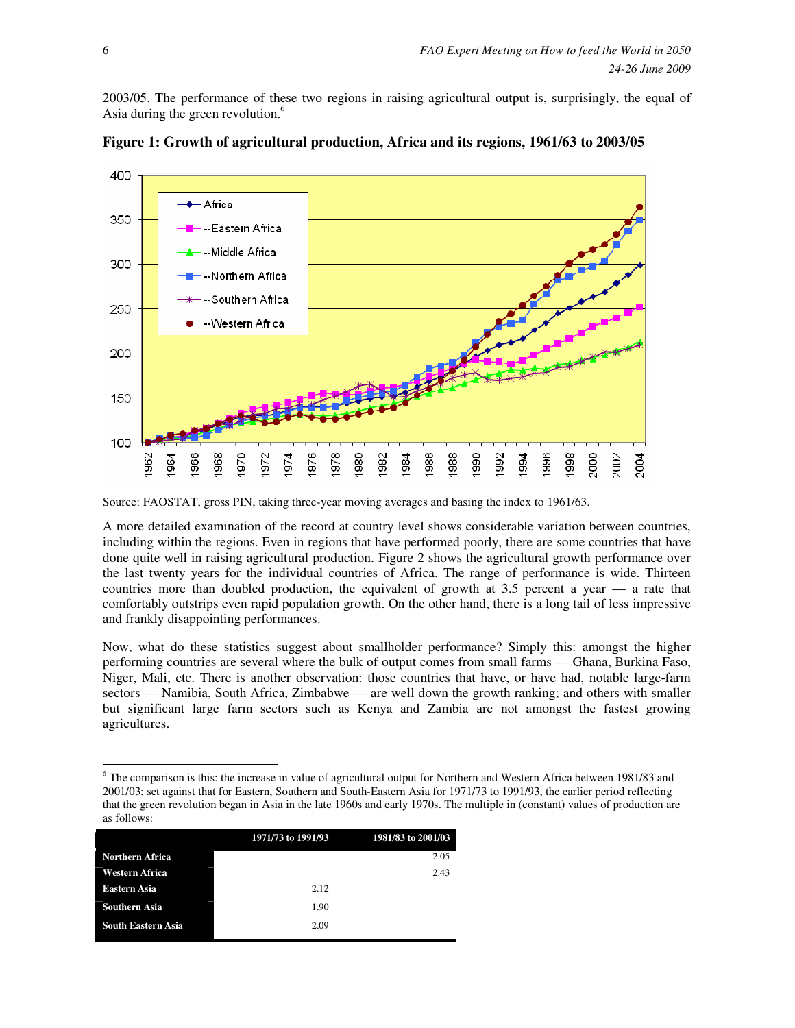2003/05. The performance of these two regions in raising agricultural output is, surprisingly, the equal of Asia during the green revolution.[6]

**Figure 1: Growth of agricultural production, Africa and its regions, 1961/63 to 2003/05**

Source: FAOSTAT, gross PIN, taking three-year moving averages and basing the index to 1961/63.

A more detailed examination of the record at country level shows considerable variation between countries, including within the regions. Even in regions that have performed poorly, there are some countries that have done quite well in raising agricultural production. Figure 2 shows the agricultural growth performance over the last twenty years for the individual countries of Africa. The range of performance is wide. Thirteen countries more than doubled production, the equivalent of growth at 3.5 percent a year — a rate that comfortably outstrips even rapid population growth. On the other hand, there is a long tail of less impressive and frankly disappointing performances.

Now, what do these statistics suggest about smallholder performance? Simply this: amongst the higher performing countries are several where the bulk of output comes from small farms — Ghana, Burkina Faso, Niger, Mali, etc. There is another observation: those countries that have, or have had, notable large-farm sectors — Namibia, South Africa, Zimbabwe — are well down the growth ranking; and others with smaller but significant large farm sectors such as Kenya and Zambia are not amongst the fastest growing agricultures.

[6] The comparison is this: the increase in value of agricultural output for Northern and Western Africa between 1981/83 and 2001/03; set against that for Eastern, Southern and South-Eastern Asia for 1971/73 to 1991/93, the earlier period reflecting that the green revolution began in Asia in the late 1960s and early 1970s. The multiple in (constant) values of production are as follows:

| | 1971/73 to 1991/93 | 1981/83 to 2001/03 |
|---|---|---|
| **Northern Africa** | | 2.05 |
| **Western Africa** | | 2.43 |
| **Eastern Asia** | 2.12 | |
| **Southern Asia** | 1.90 | |
| **South Eastern Asia** | 2.09 | |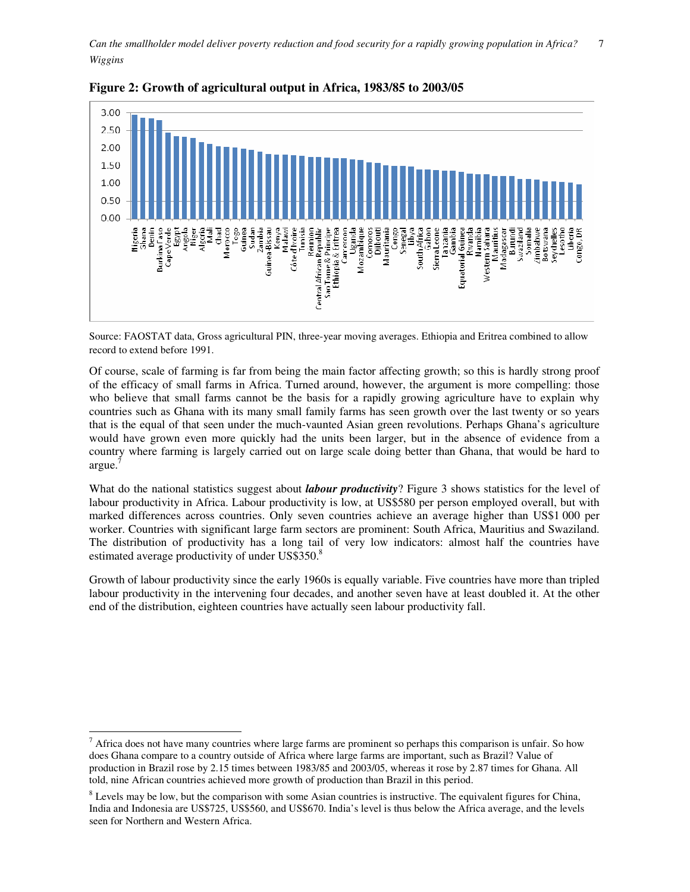**Figure 2: Growth of agricultural output in Africa, 1983/85 to 2003/05**

Source: FAOSTAT data, Gross agricultural PIN, three-year moving averages. Ethiopia and Eritrea combined to allow record to extend before 1991.

Of course, scale of farming is far from being the main factor affecting growth; so this is hardly strong proof of the efficacy of small farms in Africa. Turned around, however, the argument is more compelling: those who believe that small farms cannot be the basis for a rapidly growing agriculture have to explain why countries such as Ghana with its many small family farms has seen growth over the last twenty or so years that is the equal of that seen under the much-vaunted Asian green revolutions. Perhaps Ghana's agriculture would have grown even more quickly had the units been larger, but in the absence of evidence from a country where farming is largely carried out on large scale doing better than Ghana, that would be hard to argue.[7]

What do the national statistics suggest about ***labour productivity***? Figure 3 shows statistics for the level of labour productivity in Africa. Labour productivity is low, at US$580 per person employed overall, but with marked differences across countries. Only seven countries achieve an average higher than US$1 000 per worker. Countries with significant large farm sectors are prominent: South Africa, Mauritius and Swaziland. The distribution of productivity has a long tail of very low indicators: almost half the countries have estimated average productivity of under US$350.[8]

Growth of labour productivity since the early 1960s is equally variable. Five countries have more than tripled labour productivity in the intervening four decades, and another seven have at least doubled it. At the other end of the distribution, eighteen countries have actually seen labour productivity fall.

---

[7] Africa does not have many countries where large farms are prominent so perhaps this comparison is unfair. So how does Ghana compare to a country outside of Africa where large farms are important, such as Brazil? Value of production in Brazil rose by 2.15 times between 1983/85 and 2003/05, whereas it rose by 2.87 times for Ghana. All told, nine African countries achieved more growth of production than Brazil in this period.

[8] Levels may be low, but the comparison with some Asian countries is instructive. The equivalent figures for China, India and Indonesia are US$725, US$560, and US$670. India's level is thus below the Africa average, and the levels seen for Northern and Western Africa.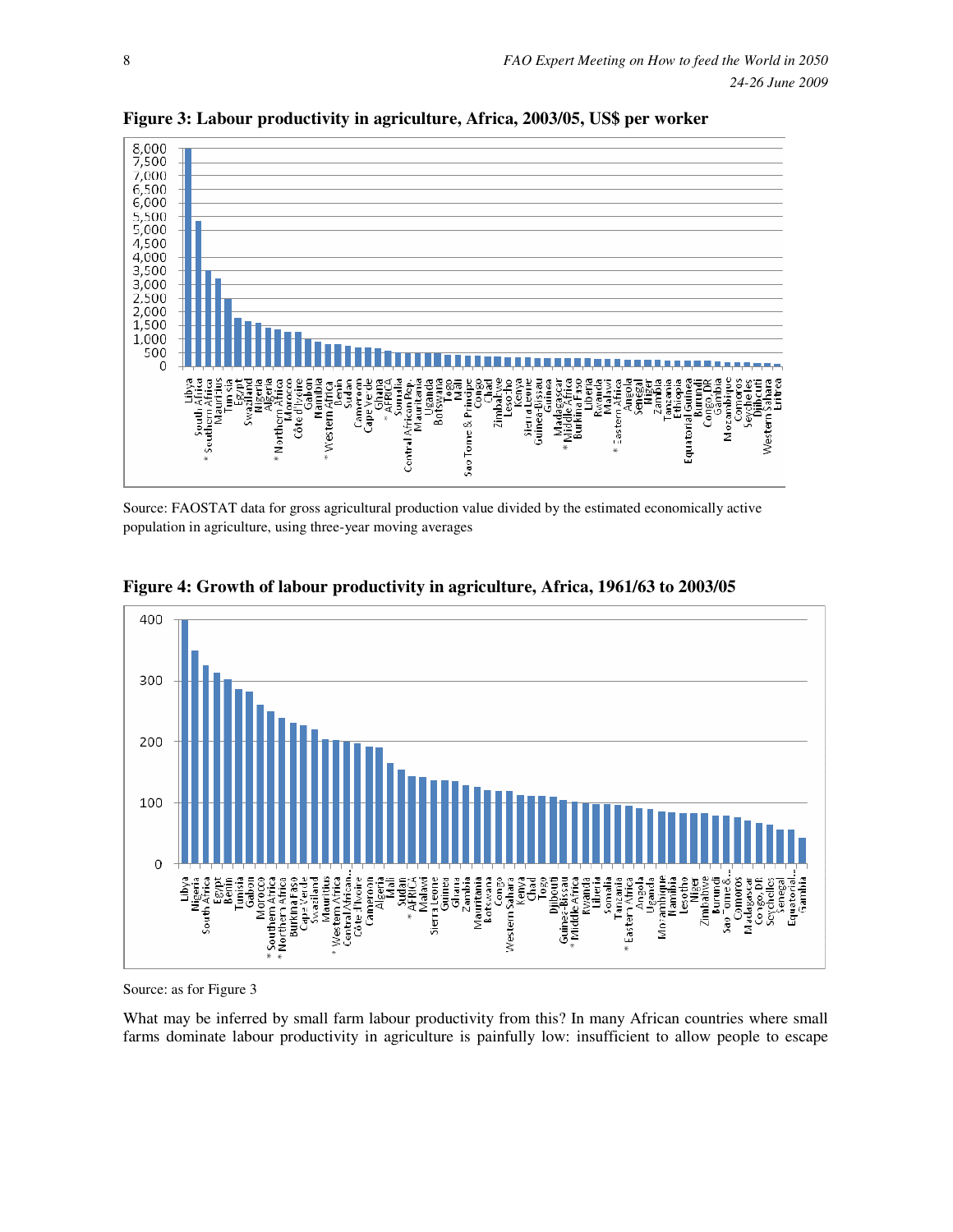**Figure 3: Labour productivity in agriculture, Africa, 2003/05, US$ per worker**

Source: FAOSTAT data for gross agricultural production value divided by the estimated economically active population in agriculture, using three-year moving averages

**Figure 4: Growth of labour productivity in agriculture, Africa, 1961/63 to 2003/05**

Source: as for Figure 3

What may be inferred by small farm labour productivity from this? In many African countries where small farms dominate labour productivity in agriculture is painfully low: insufficient to allow people to escape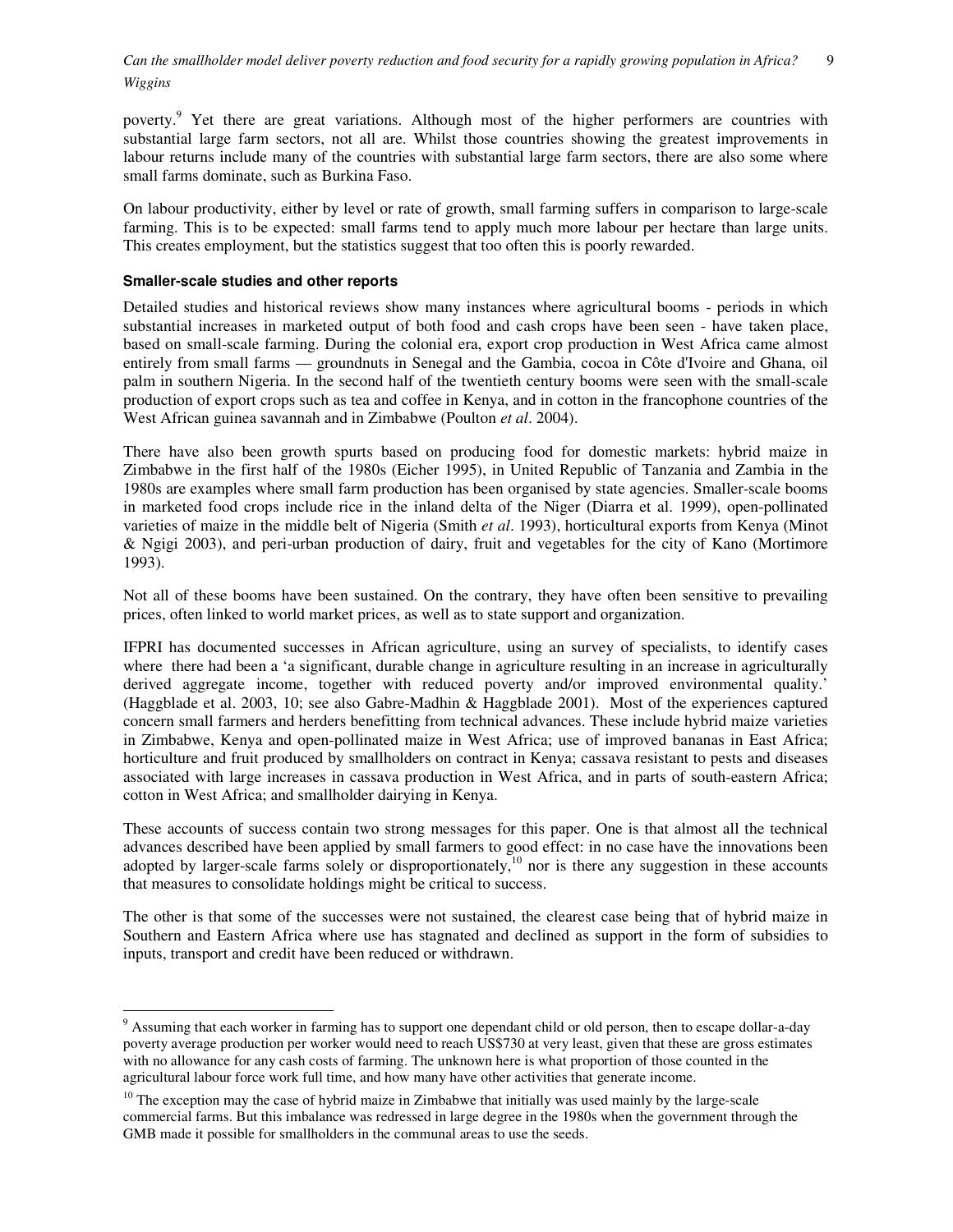poverty.[9] Yet there are great variations. Although most of the higher performers are countries with substantial large farm sectors, not all are. Whilst those countries showing the greatest improvements in labour returns include many of the countries with substantial large farm sectors, there are also some where small farms dominate, such as Burkina Faso.

On labour productivity, either by level or rate of growth, small farming suffers in comparison to large-scale farming. This is to be expected: small farms tend to apply much more labour per hectare than large units. This creates employment, but the statistics suggest that too often this is poorly rewarded.

**Smaller-scale studies and other reports**

Detailed studies and historical reviews show many instances where agricultural booms - periods in which substantial increases in marketed output of both food and cash crops have been seen - have taken place, based on small-scale farming. During the colonial era, export crop production in West Africa came almost entirely from small farms — groundnuts in Senegal and the Gambia, cocoa in Côte d'Ivoire and Ghana, oil palm in southern Nigeria. In the second half of the twentieth century booms were seen with the small-scale production of export crops such as tea and coffee in Kenya, and in cotton in the francophone countries of the West African guinea savannah and in Zimbabwe (Poulton *et al*. 2004).

There have also been growth spurts based on producing food for domestic markets: hybrid maize in Zimbabwe in the first half of the 1980s (Eicher 1995), in United Republic of Tanzania and Zambia in the 1980s are examples where small farm production has been organised by state agencies. Smaller-scale booms in marketed food crops include rice in the inland delta of the Niger (Diarra et al. 1999), open-pollinated varieties of maize in the middle belt of Nigeria (Smith *et al*. 1993), horticultural exports from Kenya (Minot & Ngigi 2003), and peri-urban production of dairy, fruit and vegetables for the city of Kano (Mortimore 1993).

Not all of these booms have been sustained. On the contrary, they have often been sensitive to prevailing prices, often linked to world market prices, as well as to state support and organization.

IFPRI has documented successes in African agriculture, using an survey of specialists, to identify cases where there had been a 'a significant, durable change in agriculture resulting in an increase in agriculturally derived aggregate income, together with reduced poverty and/or improved environmental quality.' (Haggblade et al. 2003, 10; see also Gabre-Madhin & Haggblade 2001). Most of the experiences captured concern small farmers and herders benefitting from technical advances. These include hybrid maize varieties in Zimbabwe, Kenya and open-pollinated maize in West Africa; use of improved bananas in East Africa; horticulture and fruit produced by smallholders on contract in Kenya; cassava resistant to pests and diseases associated with large increases in cassava production in West Africa, and in parts of south-eastern Africa; cotton in West Africa; and smallholder dairying in Kenya.

These accounts of success contain two strong messages for this paper. One is that almost all the technical advances described have been applied by small farmers to good effect: in no case have the innovations been adopted by larger-scale farms solely or disproportionately,[10] nor is there any suggestion in these accounts that measures to consolidate holdings might be critical to success.

The other is that some of the successes were not sustained, the clearest case being that of hybrid maize in Southern and Eastern Africa where use has stagnated and declined as support in the form of subsidies to inputs, transport and credit have been reduced or withdrawn.

---

[9] Assuming that each worker in farming has to support one dependant child or old person, then to escape dollar-a-day poverty average production per worker would need to reach US$730 at very least, given that these are gross estimates with no allowance for any cash costs of farming. The unknown here is what proportion of those counted in the agricultural labour force work full time, and how many have other activities that generate income.

[10] The exception may the case of hybrid maize in Zimbabwe that initially was used mainly by the large-scale commercial farms. But this imbalance was redressed in large degree in the 1980s when the government through the GMB made it possible for smallholders in the communal areas to use the seeds.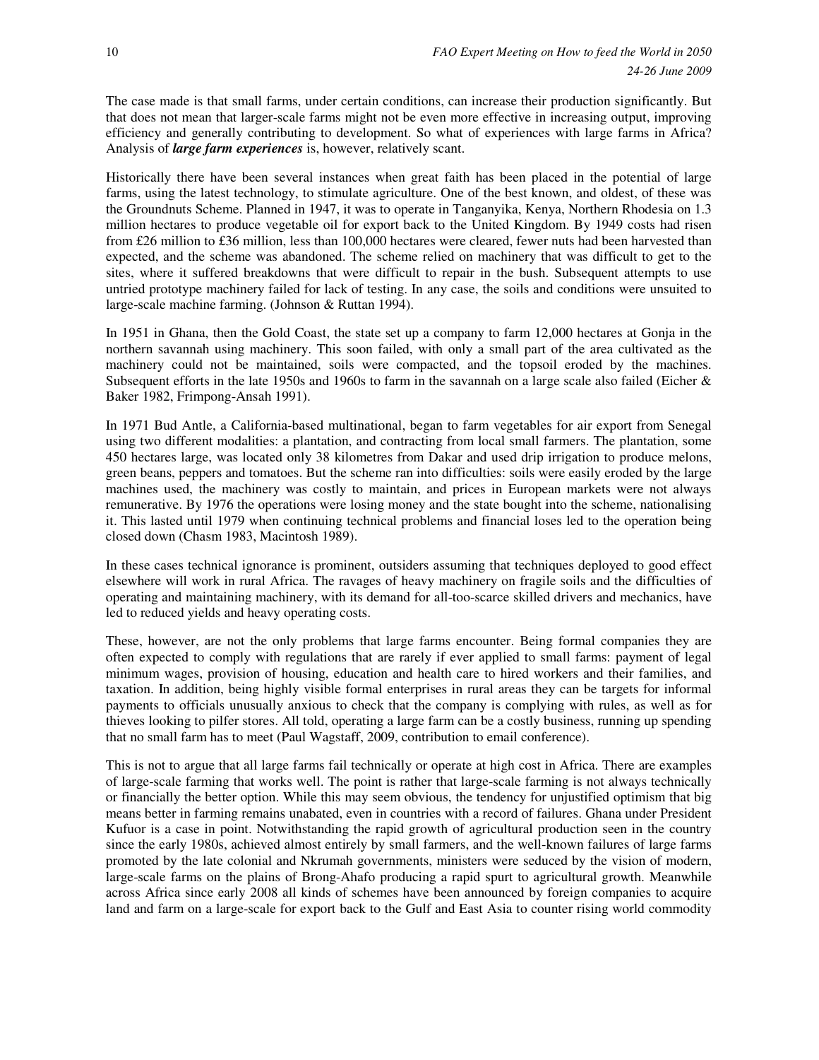The case made is that small farms, under certain conditions, can increase their production significantly. But that does not mean that larger-scale farms might not be even more effective in increasing output, improving efficiency and generally contributing to development. So what of experiences with large farms in Africa? Analysis of ***large farm experiences*** is, however, relatively scant.

Historically there have been several instances when great faith has been placed in the potential of large farms, using the latest technology, to stimulate agriculture. One of the best known, and oldest, of these was the Groundnuts Scheme. Planned in 1947, it was to operate in Tanganyika, Kenya, Northern Rhodesia on 1.3 million hectares to produce vegetable oil for export back to the United Kingdom. By 1949 costs had risen from £26 million to £36 million, less than 100,000 hectares were cleared, fewer nuts had been harvested than expected, and the scheme was abandoned. The scheme relied on machinery that was difficult to get to the sites, where it suffered breakdowns that were difficult to repair in the bush. Subsequent attempts to use untried prototype machinery failed for lack of testing. In any case, the soils and conditions were unsuited to large-scale machine farming. (Johnson & Ruttan 1994).

In 1951 in Ghana, then the Gold Coast, the state set up a company to farm 12,000 hectares at Gonja in the northern savannah using machinery. This soon failed, with only a small part of the area cultivated as the machinery could not be maintained, soils were compacted, and the topsoil eroded by the machines. Subsequent efforts in the late 1950s and 1960s to farm in the savannah on a large scale also failed (Eicher & Baker 1982, Frimpong-Ansah 1991).

In 1971 Bud Antle, a California-based multinational, began to farm vegetables for air export from Senegal using two different modalities: a plantation, and contracting from local small farmers. The plantation, some 450 hectares large, was located only 38 kilometres from Dakar and used drip irrigation to produce melons, green beans, peppers and tomatoes. But the scheme ran into difficulties: soils were easily eroded by the large machines used, the machinery was costly to maintain, and prices in European markets were not always remunerative. By 1976 the operations were losing money and the state bought into the scheme, nationalising it. This lasted until 1979 when continuing technical problems and financial loses led to the operation being closed down (Chasm 1983, Macintosh 1989).

In these cases technical ignorance is prominent, outsiders assuming that techniques deployed to good effect elsewhere will work in rural Africa. The ravages of heavy machinery on fragile soils and the difficulties of operating and maintaining machinery, with its demand for all-too-scarce skilled drivers and mechanics, have led to reduced yields and heavy operating costs.

These, however, are not the only problems that large farms encounter. Being formal companies they are often expected to comply with regulations that are rarely if ever applied to small farms: payment of legal minimum wages, provision of housing, education and health care to hired workers and their families, and taxation. In addition, being highly visible formal enterprises in rural areas they can be targets for informal payments to officials unusually anxious to check that the company is complying with rules, as well as for thieves looking to pilfer stores. All told, operating a large farm can be a costly business, running up spending that no small farm has to meet (Paul Wagstaff, 2009, contribution to email conference).

This is not to argue that all large farms fail technically or operate at high cost in Africa. There are examples of large-scale farming that works well. The point is rather that large-scale farming is not always technically or financially the better option. While this may seem obvious, the tendency for unjustified optimism that big means better in farming remains unabated, even in countries with a record of failures. Ghana under President Kufuor is a case in point. Notwithstanding the rapid growth of agricultural production seen in the country since the early 1980s, achieved almost entirely by small farmers, and the well-known failures of large farms promoted by the late colonial and Nkrumah governments, ministers were seduced by the vision of modern, large-scale farms on the plains of Brong-Ahafo producing a rapid spurt to agricultural growth. Meanwhile across Africa since early 2008 all kinds of schemes have been announced by foreign companies to acquire land and farm on a large-scale for export back to the Gulf and East Asia to counter rising world commodity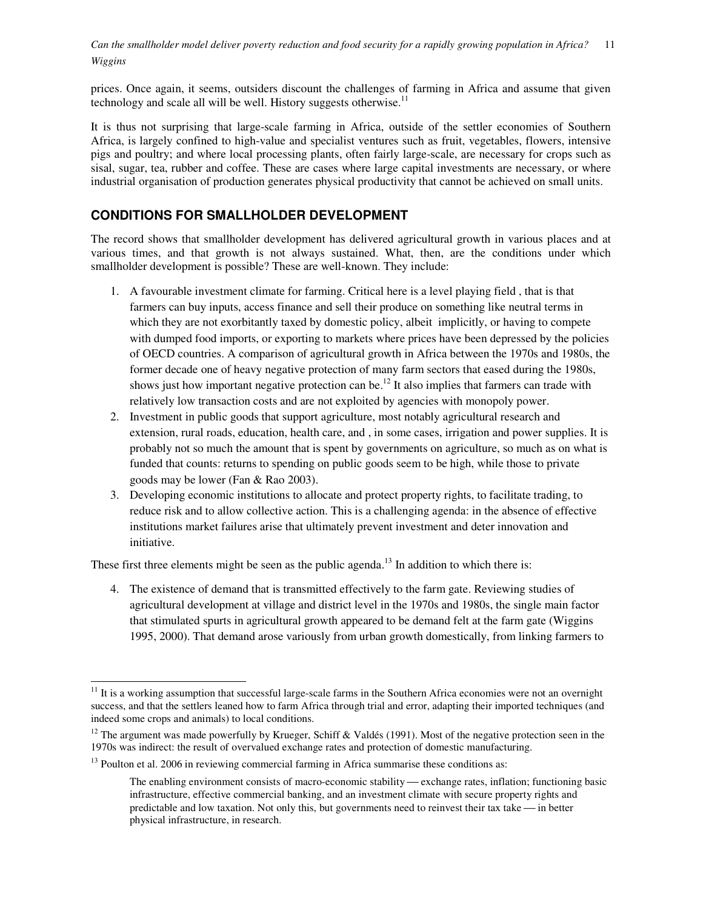prices. Once again, it seems, outsiders discount the challenges of farming in Africa and assume that given technology and scale all will be well. History suggests otherwise.[11]

It is thus not surprising that large-scale farming in Africa, outside of the settler economies of Southern Africa, is largely confined to high-value and specialist ventures such as fruit, vegetables, flowers, intensive pigs and poultry; and where local processing plants, often fairly large-scale, are necessary for crops such as sisal, sugar, tea, rubber and coffee. These are cases where large capital investments are necessary, or where industrial organisation of production generates physical productivity that cannot be achieved on small units.

## CONDITIONS FOR SMALLHOLDER DEVELOPMENT

The record shows that smallholder development has delivered agricultural growth in various places and at various times, and that growth is not always sustained. What, then, are the conditions under which smallholder development is possible? These are well-known. They include:

1. A favourable investment climate for farming. Critical here is a level playing field , that is that farmers can buy inputs, access finance and sell their produce on something like neutral terms in which they are not exorbitantly taxed by domestic policy, albeit implicitly, or having to compete with dumped food imports, or exporting to markets where prices have been depressed by the policies of OECD countries. A comparison of agricultural growth in Africa between the 1970s and 1980s, the former decade one of heavy negative protection of many farm sectors that eased during the 1980s, shows just how important negative protection can be.[12] It also implies that farmers can trade with relatively low transaction costs and are not exploited by agencies with monopoly power.
2. Investment in public goods that support agriculture, most notably agricultural research and extension, rural roads, education, health care, and , in some cases, irrigation and power supplies. It is probably not so much the amount that is spent by governments on agriculture, so much as on what is funded that counts: returns to spending on public goods seem to be high, while those to private goods may be lower (Fan & Rao 2003).
3. Developing economic institutions to allocate and protect property rights, to facilitate trading, to reduce risk and to allow collective action. This is a challenging agenda: in the absence of effective institutions market failures arise that ultimately prevent investment and deter innovation and initiative.

These first three elements might be seen as the public agenda.[13] In addition to which there is:

4. The existence of demand that is transmitted effectively to the farm gate. Reviewing studies of agricultural development at village and district level in the 1970s and 1980s, the single main factor that stimulated spurts in agricultural growth appeared to be demand felt at the farm gate (Wiggins 1995, 2000). That demand arose variously from urban growth domestically, from linking farmers to

---

[11] It is a working assumption that successful large-scale farms in the Southern Africa economies were not an overnight success, and that the settlers leaned how to farm Africa through trial and error, adapting their imported techniques (and indeed some crops and animals) to local conditions.

[12] The argument was made powerfully by Krueger, Schiff & Valdés (1991). Most of the negative protection seen in the 1970s was indirect: the result of overvalued exchange rates and protection of domestic manufacturing.

[13] Poulton et al. 2006 in reviewing commercial farming in Africa summarise these conditions as:

> The enabling environment consists of macro-economic stability — exchange rates, inflation; functioning basic infrastructure, effective commercial banking, and an investment climate with secure property rights and predictable and low taxation. Not only this, but governments need to reinvest their tax take — in better physical infrastructure, in research.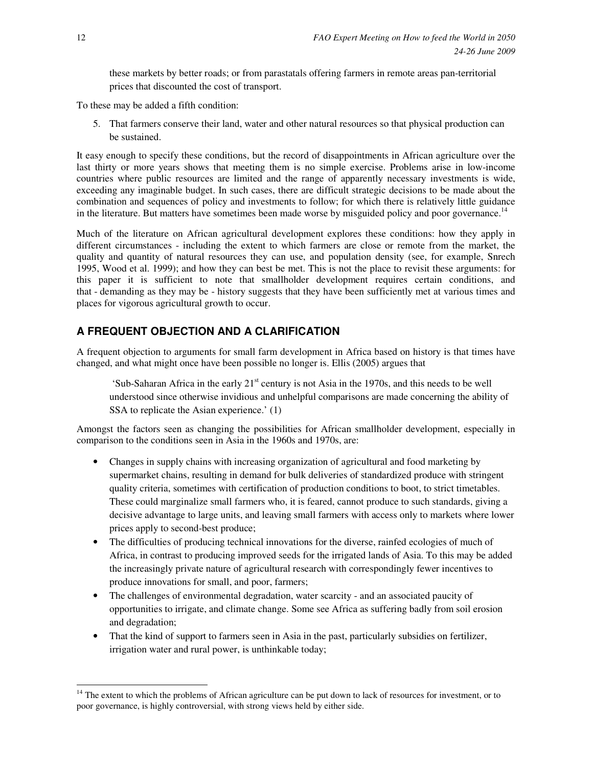these markets by better roads; or from parastatals offering farmers in remote areas pan-territorial prices that discounted the cost of transport.

To these may be added a fifth condition:

5. That farmers conserve their land, water and other natural resources so that physical production can be sustained.

It easy enough to specify these conditions, but the record of disappointments in African agriculture over the last thirty or more years shows that meeting them is no simple exercise. Problems arise in low-income countries where public resources are limited and the range of apparently necessary investments is wide, exceeding any imaginable budget. In such cases, there are difficult strategic decisions to be made about the combination and sequences of policy and investments to follow; for which there is relatively little guidance in the literature. But matters have sometimes been made worse by misguided policy and poor governance.[14]

Much of the literature on African agricultural development explores these conditions: how they apply in different circumstances - including the extent to which farmers are close or remote from the market, the quality and quantity of natural resources they can use, and population density (see, for example, Snrech 1995, Wood et al. 1999); and how they can best be met. This is not the place to revisit these arguments: for this paper it is sufficient to note that smallholder development requires certain conditions, and that - demanding as they may be - history suggests that they have been sufficiently met at various times and places for vigorous agricultural growth to occur.

## A FREQUENT OBJECTION AND A CLARIFICATION

A frequent objection to arguments for small farm development in Africa based on history is that times have changed, and what might once have been possible no longer is. Ellis (2005) argues that

> 'Sub-Saharan Africa in the early 21st century is not Asia in the 1970s, and this needs to be well understood since otherwise invidious and unhelpful comparisons are made concerning the ability of SSA to replicate the Asian experience.' (1)

Amongst the factors seen as changing the possibilities for African smallholder development, especially in comparison to the conditions seen in Asia in the 1960s and 1970s, are:

- Changes in supply chains with increasing organization of agricultural and food marketing by supermarket chains, resulting in demand for bulk deliveries of standardized produce with stringent quality criteria, sometimes with certification of production conditions to boot, to strict timetables. These could marginalize small farmers who, it is feared, cannot produce to such standards, giving a decisive advantage to large units, and leaving small farmers with access only to markets where lower prices apply to second-best produce;
- The difficulties of producing technical innovations for the diverse, rainfed ecologies of much of Africa, in contrast to producing improved seeds for the irrigated lands of Asia. To this may be added the increasingly private nature of agricultural research with correspondingly fewer incentives to produce innovations for small, and poor, farmers;
- The challenges of environmental degradation, water scarcity - and an associated paucity of opportunities to irrigate, and climate change. Some see Africa as suffering badly from soil erosion and degradation;
- That the kind of support to farmers seen in Asia in the past, particularly subsidies on fertilizer, irrigation water and rural power, is unthinkable today;

[14] The extent to which the problems of African agriculture can be put down to lack of resources for investment, or to poor governance, is highly controversial, with strong views held by either side.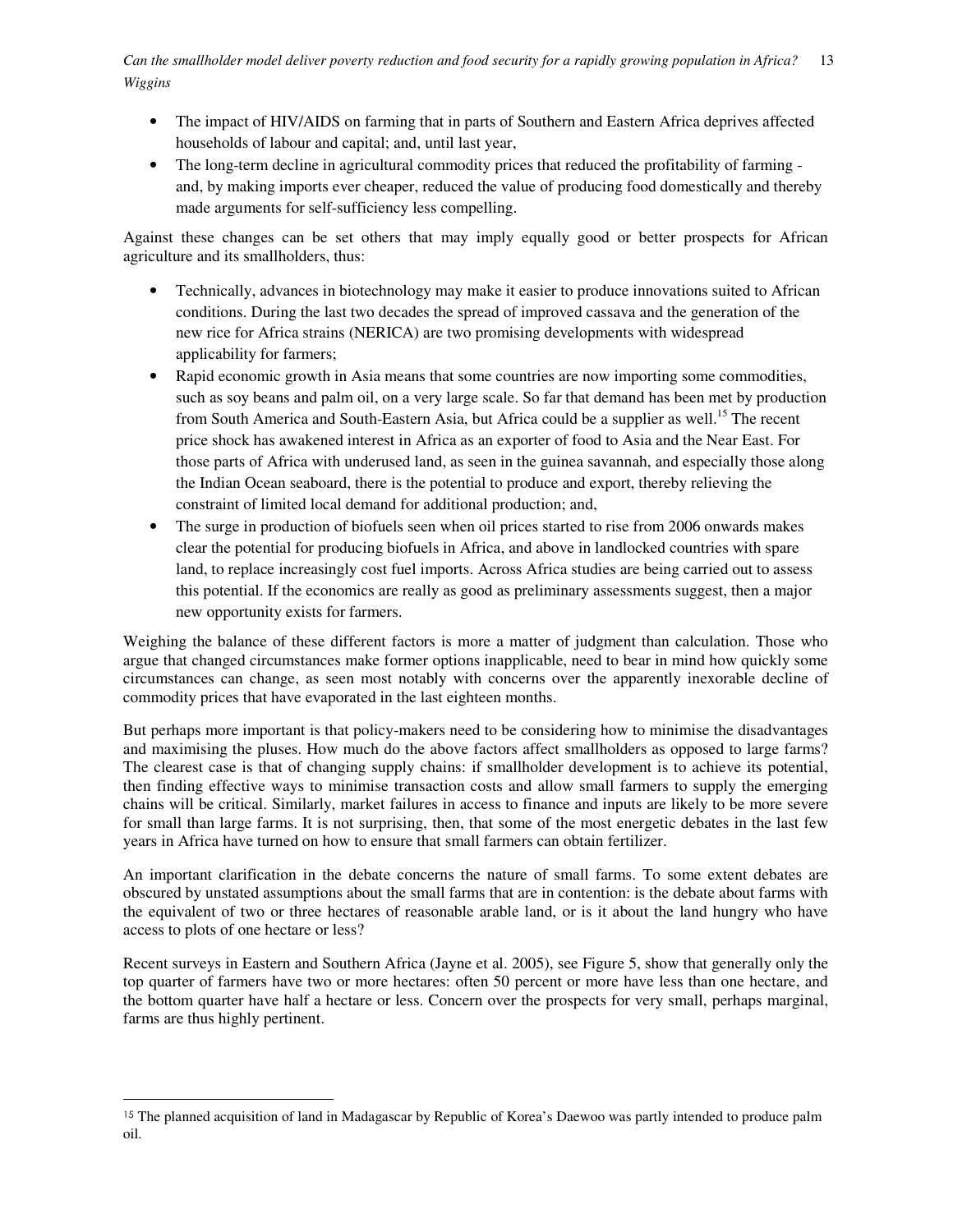- The impact of HIV/AIDS on farming that in parts of Southern and Eastern Africa deprives affected households of labour and capital; and, until last year,
- The long-term decline in agricultural commodity prices that reduced the profitability of farming - and, by making imports ever cheaper, reduced the value of producing food domestically and thereby made arguments for self-sufficiency less compelling.

Against these changes can be set others that may imply equally good or better prospects for African agriculture and its smallholders, thus:

- Technically, advances in biotechnology may make it easier to produce innovations suited to African conditions. During the last two decades the spread of improved cassava and the generation of the new rice for Africa strains (NERICA) are two promising developments with widespread applicability for farmers;
- Rapid economic growth in Asia means that some countries are now importing some commodities, such as soy beans and palm oil, on a very large scale. So far that demand has been met by production from South America and South-Eastern Asia, but Africa could be a supplier as well.[15] The recent price shock has awakened interest in Africa as an exporter of food to Asia and the Near East. For those parts of Africa with underused land, as seen in the guinea savannah, and especially those along the Indian Ocean seaboard, there is the potential to produce and export, thereby relieving the constraint of limited local demand for additional production; and,
- The surge in production of biofuels seen when oil prices started to rise from 2006 onwards makes clear the potential for producing biofuels in Africa, and above in landlocked countries with spare land, to replace increasingly cost fuel imports. Across Africa studies are being carried out to assess this potential. If the economics are really as good as preliminary assessments suggest, then a major new opportunity exists for farmers.

Weighing the balance of these different factors is more a matter of judgment than calculation. Those who argue that changed circumstances make former options inapplicable, need to bear in mind how quickly some circumstances can change, as seen most notably with concerns over the apparently inexorable decline of commodity prices that have evaporated in the last eighteen months.

But perhaps more important is that policy-makers need to be considering how to minimise the disadvantages and maximising the pluses. How much do the above factors affect smallholders as opposed to large farms? The clearest case is that of changing supply chains: if smallholder development is to achieve its potential, then finding effective ways to minimise transaction costs and allow small farmers to supply the emerging chains will be critical. Similarly, market failures in access to finance and inputs are likely to be more severe for small than large farms. It is not surprising, then, that some of the most energetic debates in the last few years in Africa have turned on how to ensure that small farmers can obtain fertilizer.

An important clarification in the debate concerns the nature of small farms. To some extent debates are obscured by unstated assumptions about the small farms that are in contention: is the debate about farms with the equivalent of two or three hectares of reasonable arable land, or is it about the land hungry who have access to plots of one hectare or less?

Recent surveys in Eastern and Southern Africa (Jayne et al. 2005), see Figure 5, show that generally only the top quarter of farmers have two or more hectares: often 50 percent or more have less than one hectare, and the bottom quarter have half a hectare or less. Concern over the prospects for very small, perhaps marginal, farms are thus highly pertinent.

---

[15] The planned acquisition of land in Madagascar by Republic of Korea's Daewoo was partly intended to produce palm oil.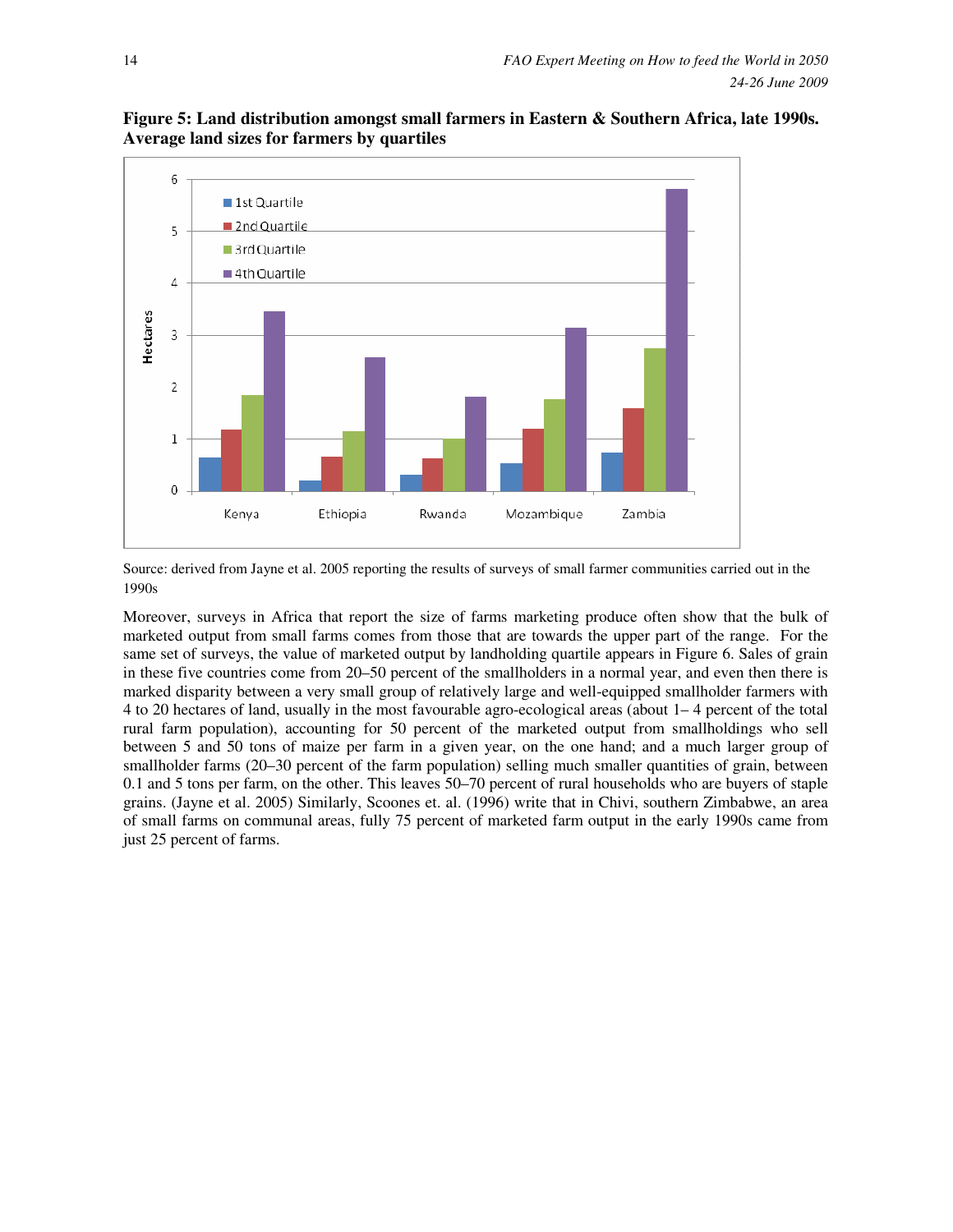**Figure 5: Land distribution amongst small farmers in Eastern & Southern Africa, late 1990s. Average land sizes for farmers by quartiles**

Source: derived from Jayne et al. 2005 reporting the results of surveys of small farmer communities carried out in the 1990s

Moreover, surveys in Africa that report the size of farms marketing produce often show that the bulk of marketed output from small farms comes from those that are towards the upper part of the range. For the same set of surveys, the value of marketed output by landholding quartile appears in Figure 6. Sales of grain in these five countries come from 20–50 percent of the smallholders in a normal year, and even then there is marked disparity between a very small group of relatively large and well-equipped smallholder farmers with 4 to 20 hectares of land, usually in the most favourable agro-ecological areas (about 1– 4 percent of the total rural farm population), accounting for 50 percent of the marketed output from smallholdings who sell between 5 and 50 tons of maize per farm in a given year, on the one hand; and a much larger group of smallholder farms (20–30 percent of the farm population) selling much smaller quantities of grain, between 0.1 and 5 tons per farm, on the other. This leaves 50–70 percent of rural households who are buyers of staple grains. (Jayne et al. 2005) Similarly, Scoones et. al. (1996) write that in Chivi, southern Zimbabwe, an area of small farms on communal areas, fully 75 percent of marketed farm output in the early 1990s came from just 25 percent of farms.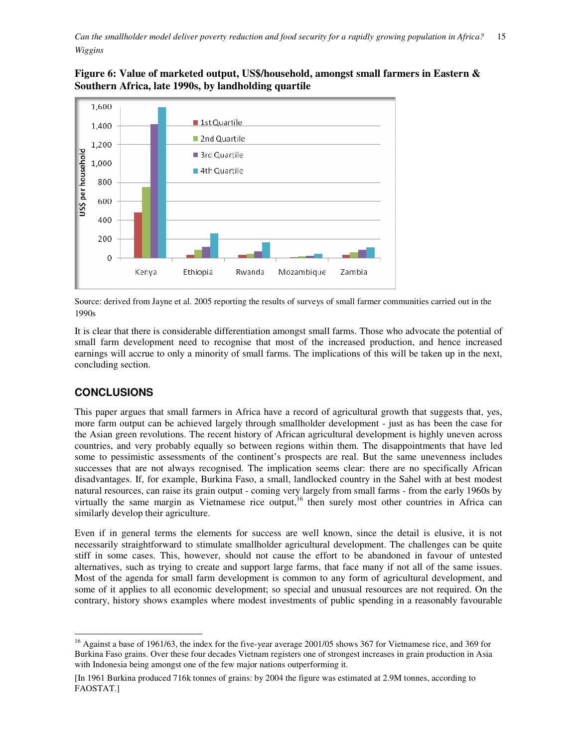**Figure 6: Value of marketed output, US$/household, amongst small farmers in Eastern & Southern Africa, late 1990s, by landholding quartile**

Source: derived from Jayne et al. 2005 reporting the results of surveys of small farmer communities carried out in the 1990s

It is clear that there is considerable differentiation amongst small farms. Those who advocate the potential of small farm development need to recognise that most of the increased production, and hence increased earnings will accrue to only a minority of small farms. The implications of this will be taken up in the next, concluding section.

## CONCLUSIONS

This paper argues that small farmers in Africa have a record of agricultural growth that suggests that, yes, more farm output can be achieved largely through smallholder development - just as has been the case for the Asian green revolutions. The recent history of African agricultural development is highly uneven across countries, and very probably equally so between regions within them. The disappointments that have led some to pessimistic assessments of the continent's prospects are real. But the same unevenness includes successes that are not always recognised. The implication seems clear: there are no specifically African disadvantages. If, for example, Burkina Faso, a small, landlocked country in the Sahel with at best modest natural resources, can raise its grain output - coming very largely from small farms - from the early 1960s by virtually the same margin as Vietnamese rice output,[16] then surely most other countries in Africa can similarly develop their agriculture.

Even if in general terms the elements for success are well known, since the detail is elusive, it is not necessarily straightforward to stimulate smallholder agricultural development. The challenges can be quite stiff in some cases. This, however, should not cause the effort to be abandoned in favour of untested alternatives, such as trying to create and support large farms, that face many if not all of the same issues. Most of the agenda for small farm development is common to any form of agricultural development, and some of it applies to all economic development; so special and unusual resources are not required. On the contrary, history shows examples where modest investments of public spending in a reasonably favourable

---

[16] Against a base of 1961/63, the index for the five-year average 2001/05 shows 367 for Vietnamese rice, and 369 for Burkina Faso grains. Over these four decades Vietnam registers one of strongest increases in grain production in Asia with Indonesia being amongst one of the few major nations outperforming it.

[In 1961 Burkina produced 716k tonnes of grains: by 2004 the figure was estimated at 2.9M tonnes, according to FAOSTAT.]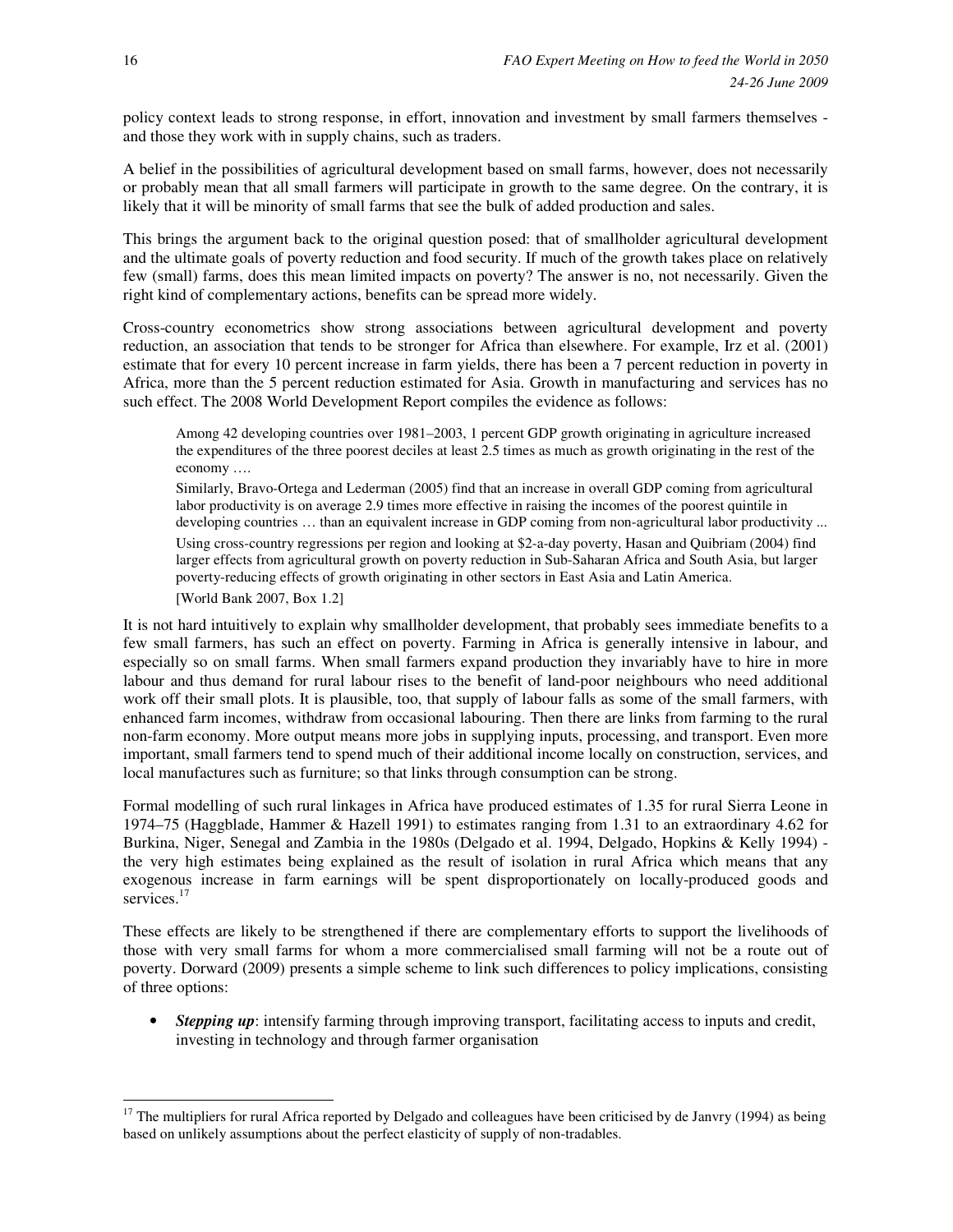policy context leads to strong response, in effort, innovation and investment by small farmers themselves - and those they work with in supply chains, such as traders.

A belief in the possibilities of agricultural development based on small farms, however, does not necessarily or probably mean that all small farmers will participate in growth to the same degree. On the contrary, it is likely that it will be minority of small farms that see the bulk of added production and sales.

This brings the argument back to the original question posed: that of smallholder agricultural development and the ultimate goals of poverty reduction and food security. If much of the growth takes place on relatively few (small) farms, does this mean limited impacts on poverty? The answer is no, not necessarily. Given the right kind of complementary actions, benefits can be spread more widely.

Cross-country econometrics show strong associations between agricultural development and poverty reduction, an association that tends to be stronger for Africa than elsewhere. For example, Irz et al. (2001) estimate that for every 10 percent increase in farm yields, there has been a 7 percent reduction in poverty in Africa, more than the 5 percent reduction estimated for Asia. Growth in manufacturing and services has no such effect. The 2008 World Development Report compiles the evidence as follows:

> Among 42 developing countries over 1981–2003, 1 percent GDP growth originating in agriculture increased the expenditures of the three poorest deciles at least 2.5 times as much as growth originating in the rest of the economy ….
>
> Similarly, Bravo-Ortega and Lederman (2005) find that an increase in overall GDP coming from agricultural labor productivity is on average 2.9 times more effective in raising the incomes of the poorest quintile in developing countries … than an equivalent increase in GDP coming from non-agricultural labor productivity ...
>
> Using cross-country regressions per region and looking at $2-a-day poverty, Hasan and Quibriam (2004) find larger effects from agricultural growth on poverty reduction in Sub-Saharan Africa and South Asia, but larger poverty-reducing effects of growth originating in other sectors in East Asia and Latin America.
>
> [World Bank 2007, Box 1.2]

It is not hard intuitively to explain why smallholder development, that probably sees immediate benefits to a few small farmers, has such an effect on poverty. Farming in Africa is generally intensive in labour, and especially so on small farms. When small farmers expand production they invariably have to hire in more labour and thus demand for rural labour rises to the benefit of land-poor neighbours who need additional work off their small plots. It is plausible, too, that supply of labour falls as some of the small farmers, with enhanced farm incomes, withdraw from occasional labouring. Then there are links from farming to the rural non-farm economy. More output means more jobs in supplying inputs, processing, and transport. Even more important, small farmers tend to spend much of their additional income locally on construction, services, and local manufactures such as furniture; so that links through consumption can be strong.

Formal modelling of such rural linkages in Africa have produced estimates of 1.35 for rural Sierra Leone in 1974–75 (Haggblade, Hammer & Hazell 1991) to estimates ranging from 1.31 to an extraordinary 4.62 for Burkina, Niger, Senegal and Zambia in the 1980s (Delgado et al. 1994, Delgado, Hopkins & Kelly 1994) - the very high estimates being explained as the result of isolation in rural Africa which means that any exogenous increase in farm earnings will be spent disproportionately on locally-produced goods and services.[17]

These effects are likely to be strengthened if there are complementary efforts to support the livelihoods of those with very small farms for whom a more commercialised small farming will not be a route out of poverty. Dorward (2009) presents a simple scheme to link such differences to policy implications, consisting of three options:

- ***Stepping up***: intensify farming through improving transport, facilitating access to inputs and credit, investing in technology and through farmer organisation

---

[17] The multipliers for rural Africa reported by Delgado and colleagues have been criticised by de Janvry (1994) as being based on unlikely assumptions about the perfect elasticity of supply of non-tradables.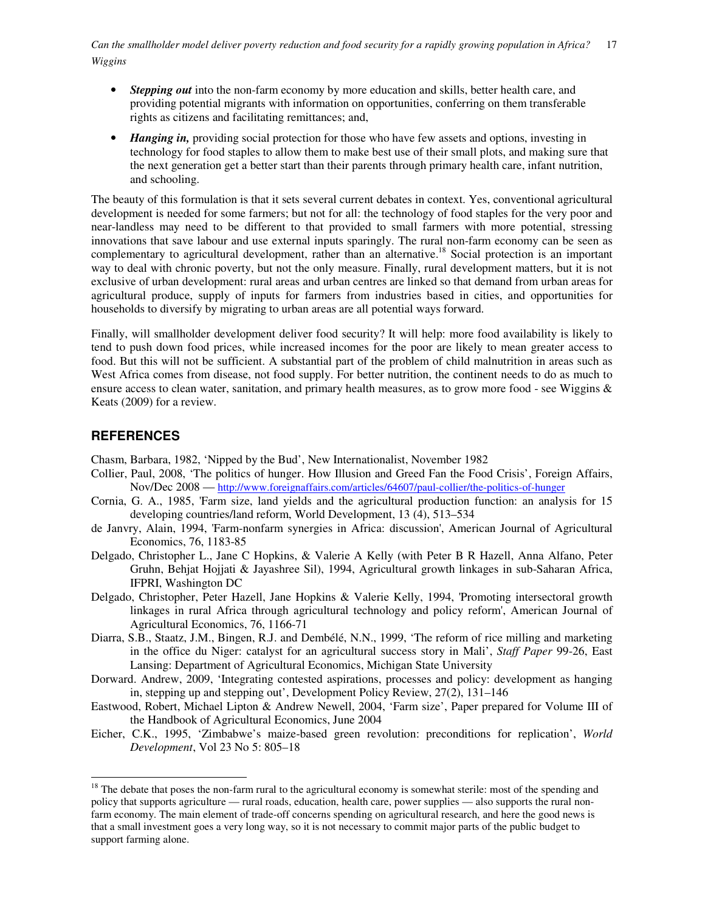- ***Stepping out*** into the non-farm economy by more education and skills, better health care, and providing potential migrants with information on opportunities, conferring on them transferable rights as citizens and facilitating remittances; and,
- ***Hanging in,*** providing social protection for those who have few assets and options, investing in technology for food staples to allow them to make best use of their small plots, and making sure that the next generation get a better start than their parents through primary health care, infant nutrition, and schooling.

The beauty of this formulation is that it sets several current debates in context. Yes, conventional agricultural development is needed for some farmers; but not for all: the technology of food staples for the very poor and near-landless may need to be different to that provided to small farmers with more potential, stressing innovations that save labour and use external inputs sparingly. The rural non-farm economy can be seen as complementary to agricultural development, rather than an alternative.[18] Social protection is an important way to deal with chronic poverty, but not the only measure. Finally, rural development matters, but it is not exclusive of urban development: rural areas and urban centres are linked so that demand from urban areas for agricultural produce, supply of inputs for farmers from industries based in cities, and opportunities for households to diversify by migrating to urban areas are all potential ways forward.

Finally, will smallholder development deliver food security? It will help: more food availability is likely to tend to push down food prices, while increased incomes for the poor are likely to mean greater access to food. But this will not be sufficient. A substantial part of the problem of child malnutrition in areas such as West Africa comes from disease, not food supply. For better nutrition, the continent needs to do as much to ensure access to clean water, sanitation, and primary health measures, as to grow more food - see Wiggins & Keats (2009) for a review.

## REFERENCES

Chasm, Barbara, 1982, 'Nipped by the Bud', New Internationalist, November 1982

Collier, Paul, 2008, 'The politics of hunger. How Illusion and Greed Fan the Food Crisis', Foreign Affairs, Nov/Dec 2008 — http://www.foreignaffairs.com/articles/64607/paul-collier/the-politics-of-hunger

Cornia, G. A., 1985, 'Farm size, land yields and the agricultural production function: an analysis for 15 developing countries/land reform, World Development, 13 (4), 513–534

de Janvry, Alain, 1994, 'Farm-nonfarm synergies in Africa: discussion', American Journal of Agricultural Economics, 76, 1183-85

Delgado, Christopher L., Jane C Hopkins, & Valerie A Kelly (with Peter B R Hazell, Anna Alfano, Peter Gruhn, Behjat Hojjati & Jayashree Sil), 1994, Agricultural growth linkages in sub-Saharan Africa, IFPRI, Washington DC

Delgado, Christopher, Peter Hazell, Jane Hopkins & Valerie Kelly, 1994, 'Promoting intersectoral growth linkages in rural Africa through agricultural technology and policy reform', American Journal of Agricultural Economics, 76, 1166-71

Diarra, S.B., Staatz, J.M., Bingen, R.J. and Dembélé, N.N., 1999, 'The reform of rice milling and marketing in the office du Niger: catalyst for an agricultural success story in Mali', *Staff Paper* 99-26, East Lansing: Department of Agricultural Economics, Michigan State University

Dorward. Andrew, 2009, 'Integrating contested aspirations, processes and policy: development as hanging in, stepping up and stepping out', Development Policy Review, 27(2), 131–146

Eastwood, Robert, Michael Lipton & Andrew Newell, 2004, 'Farm size', Paper prepared for Volume III of the Handbook of Agricultural Economics, June 2004

Eicher, C.K., 1995, 'Zimbabwe's maize-based green revolution: preconditions for replication', *World Development*, Vol 23 No 5: 805–18

---

[18] The debate that poses the non-farm rural to the agricultural economy is somewhat sterile: most of the spending and policy that supports agriculture — rural roads, education, health care, power supplies — also supports the rural non-farm economy. The main element of trade-off concerns spending on agricultural research, and here the good news is that a small investment goes a very long way, so it is not necessary to commit major parts of the public budget to support farming alone.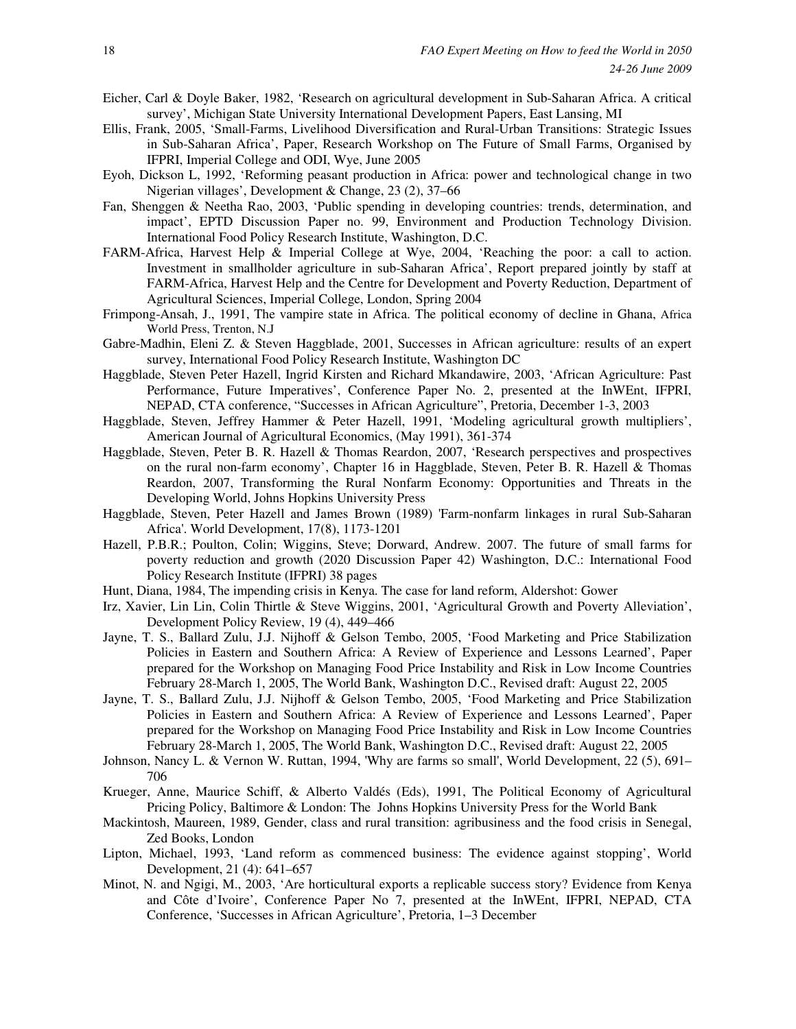Eicher, Carl & Doyle Baker, 1982, 'Research on agricultural development in Sub-Saharan Africa. A critical survey', Michigan State University International Development Papers, East Lansing, MI

Ellis, Frank, 2005, 'Small-Farms, Livelihood Diversification and Rural-Urban Transitions: Strategic Issues in Sub-Saharan Africa', Paper, Research Workshop on The Future of Small Farms, Organised by IFPRI, Imperial College and ODI, Wye, June 2005

Eyoh, Dickson L, 1992, 'Reforming peasant production in Africa: power and technological change in two Nigerian villages', Development & Change, 23 (2), 37–66

Fan, Shenggen & Neetha Rao, 2003, 'Public spending in developing countries: trends, determination, and impact', EPTD Discussion Paper no. 99, Environment and Production Technology Division. International Food Policy Research Institute, Washington, D.C.

FARM-Africa, Harvest Help & Imperial College at Wye, 2004, 'Reaching the poor: a call to action. Investment in smallholder agriculture in sub-Saharan Africa', Report prepared jointly by staff at FARM-Africa, Harvest Help and the Centre for Development and Poverty Reduction, Department of Agricultural Sciences, Imperial College, London, Spring 2004

Frimpong-Ansah, J., 1991, The vampire state in Africa. The political economy of decline in Ghana, Africa World Press, Trenton, N.J

Gabre-Madhin, Eleni Z. & Steven Haggblade, 2001, Successes in African agriculture: results of an expert survey, International Food Policy Research Institute, Washington DC

Haggblade, Steven Peter Hazell, Ingrid Kirsten and Richard Mkandawire, 2003, 'African Agriculture: Past Performance, Future Imperatives', Conference Paper No. 2, presented at the InWEnt, IFPRI, NEPAD, CTA conference, "Successes in African Agriculture", Pretoria, December 1-3, 2003

Haggblade, Steven, Jeffrey Hammer & Peter Hazell, 1991, 'Modeling agricultural growth multipliers', American Journal of Agricultural Economics, (May 1991), 361-374

Haggblade, Steven, Peter B. R. Hazell & Thomas Reardon, 2007, 'Research perspectives and prospectives on the rural non-farm economy', Chapter 16 in Haggblade, Steven, Peter B. R. Hazell & Thomas Reardon, 2007, Transforming the Rural Nonfarm Economy: Opportunities and Threats in the Developing World, Johns Hopkins University Press

Haggblade, Steven, Peter Hazell and James Brown (1989) 'Farm-nonfarm linkages in rural Sub-Saharan Africa'. World Development, 17(8), 1173-1201

Hazell, P.B.R.; Poulton, Colin; Wiggins, Steve; Dorward, Andrew. 2007. The future of small farms for poverty reduction and growth (2020 Discussion Paper 42) Washington, D.C.: International Food Policy Research Institute (IFPRI) 38 pages

Hunt, Diana, 1984, The impending crisis in Kenya. The case for land reform, Aldershot: Gower

Irz, Xavier, Lin Lin, Colin Thirtle & Steve Wiggins, 2001, 'Agricultural Growth and Poverty Alleviation', Development Policy Review, 19 (4), 449–466

Jayne, T. S., Ballard Zulu, J.J. Nijhoff & Gelson Tembo, 2005, 'Food Marketing and Price Stabilization Policies in Eastern and Southern Africa: A Review of Experience and Lessons Learned', Paper prepared for the Workshop on Managing Food Price Instability and Risk in Low Income Countries February 28-March 1, 2005, The World Bank, Washington D.C., Revised draft: August 22, 2005

Jayne, T. S., Ballard Zulu, J.J. Nijhoff & Gelson Tembo, 2005, 'Food Marketing and Price Stabilization Policies in Eastern and Southern Africa: A Review of Experience and Lessons Learned', Paper prepared for the Workshop on Managing Food Price Instability and Risk in Low Income Countries February 28-March 1, 2005, The World Bank, Washington D.C., Revised draft: August 22, 2005

Johnson, Nancy L. & Vernon W. Ruttan, 1994, 'Why are farms so small', World Development, 22 (5), 691–706

Krueger, Anne, Maurice Schiff, & Alberto Valdés (Eds), 1991, The Political Economy of Agricultural Pricing Policy, Baltimore & London: The Johns Hopkins University Press for the World Bank

Mackintosh, Maureen, 1989, Gender, class and rural transition: agribusiness and the food crisis in Senegal, Zed Books, London

Lipton, Michael, 1993, 'Land reform as commenced business: The evidence against stopping', World Development, 21 (4): 641–657

Minot, N. and Ngigi, M., 2003, 'Are horticultural exports a replicable success story? Evidence from Kenya and Côte d'Ivoire', Conference Paper No 7, presented at the InWEnt, IFPRI, NEPAD, CTA Conference, 'Successes in African Agriculture', Pretoria, 1–3 December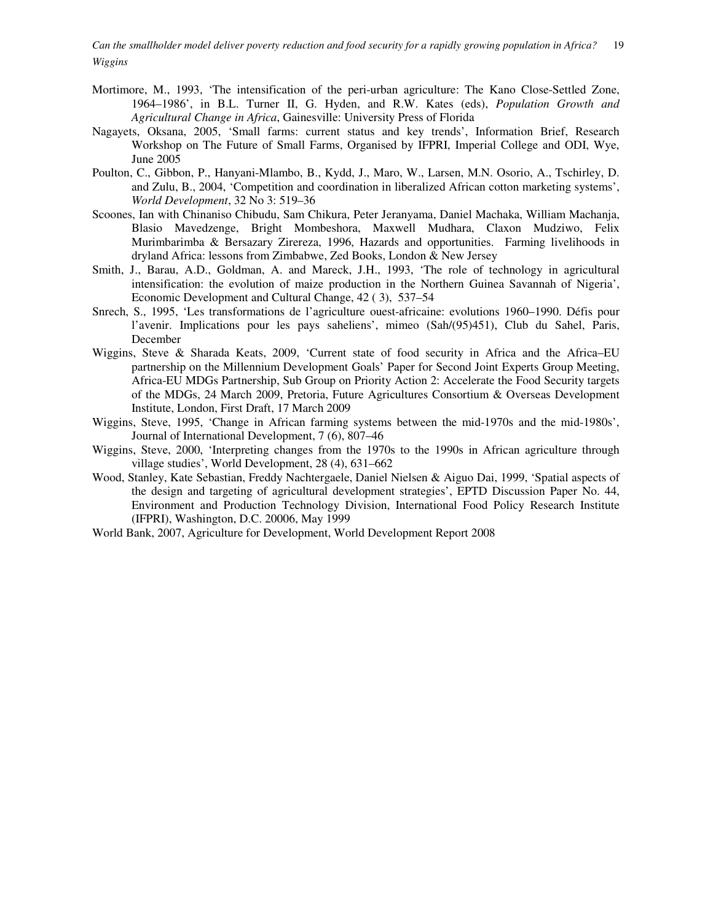Mortimore, M., 1993, 'The intensification of the peri-urban agriculture: The Kano Close-Settled Zone, 1964–1986', in B.L. Turner II, G. Hyden, and R.W. Kates (eds), *Population Growth and Agricultural Change in Africa*, Gainesville: University Press of Florida

Nagayets, Oksana, 2005, 'Small farms: current status and key trends', Information Brief, Research Workshop on The Future of Small Farms, Organised by IFPRI, Imperial College and ODI, Wye, June 2005

Poulton, C., Gibbon, P., Hanyani-Mlambo, B., Kydd, J., Maro, W., Larsen, M.N. Osorio, A., Tschirley, D. and Zulu, B., 2004, 'Competition and coordination in liberalized African cotton marketing systems', *World Development*, 32 No 3: 519–36

Scoones, Ian with Chinaniso Chibudu, Sam Chikura, Peter Jeranyama, Daniel Machaka, William Machanja, Blasio Mavedzenge, Bright Mombeshora, Maxwell Mudhara, Claxon Mudziwo, Felix Murimbarimba & Bersazary Zirereza, 1996, Hazards and opportunities. Farming livelihoods in dryland Africa: lessons from Zimbabwe, Zed Books, London & New Jersey

Smith, J., Barau, A.D., Goldman, A. and Mareck, J.H., 1993, 'The role of technology in agricultural intensification: the evolution of maize production in the Northern Guinea Savannah of Nigeria', Economic Development and Cultural Change, 42 ( 3), 537–54

Snrech, S., 1995, 'Les transformations de l'agriculture ouest-africaine: evolutions 1960–1990. Défis pour l'avenir. Implications pour les pays saheliens', mimeo (Sah/(95)451), Club du Sahel, Paris, December

Wiggins, Steve & Sharada Keats, 2009, 'Current state of food security in Africa and the Africa–EU partnership on the Millennium Development Goals' Paper for Second Joint Experts Group Meeting, Africa-EU MDGs Partnership, Sub Group on Priority Action 2: Accelerate the Food Security targets of the MDGs, 24 March 2009, Pretoria, Future Agricultures Consortium & Overseas Development Institute, London, First Draft, 17 March 2009

Wiggins, Steve, 1995, 'Change in African farming systems between the mid-1970s and the mid-1980s', Journal of International Development, 7 (6), 807–46

Wiggins, Steve, 2000, 'Interpreting changes from the 1970s to the 1990s in African agriculture through village studies', World Development, 28 (4), 631–662

Wood, Stanley, Kate Sebastian, Freddy Nachtergaele, Daniel Nielsen & Aiguo Dai, 1999, 'Spatial aspects of the design and targeting of agricultural development strategies', EPTD Discussion Paper No. 44, Environment and Production Technology Division, International Food Policy Research Institute (IFPRI), Washington, D.C. 20006, May 1999

World Bank, 2007, Agriculture for Development, World Development Report 2008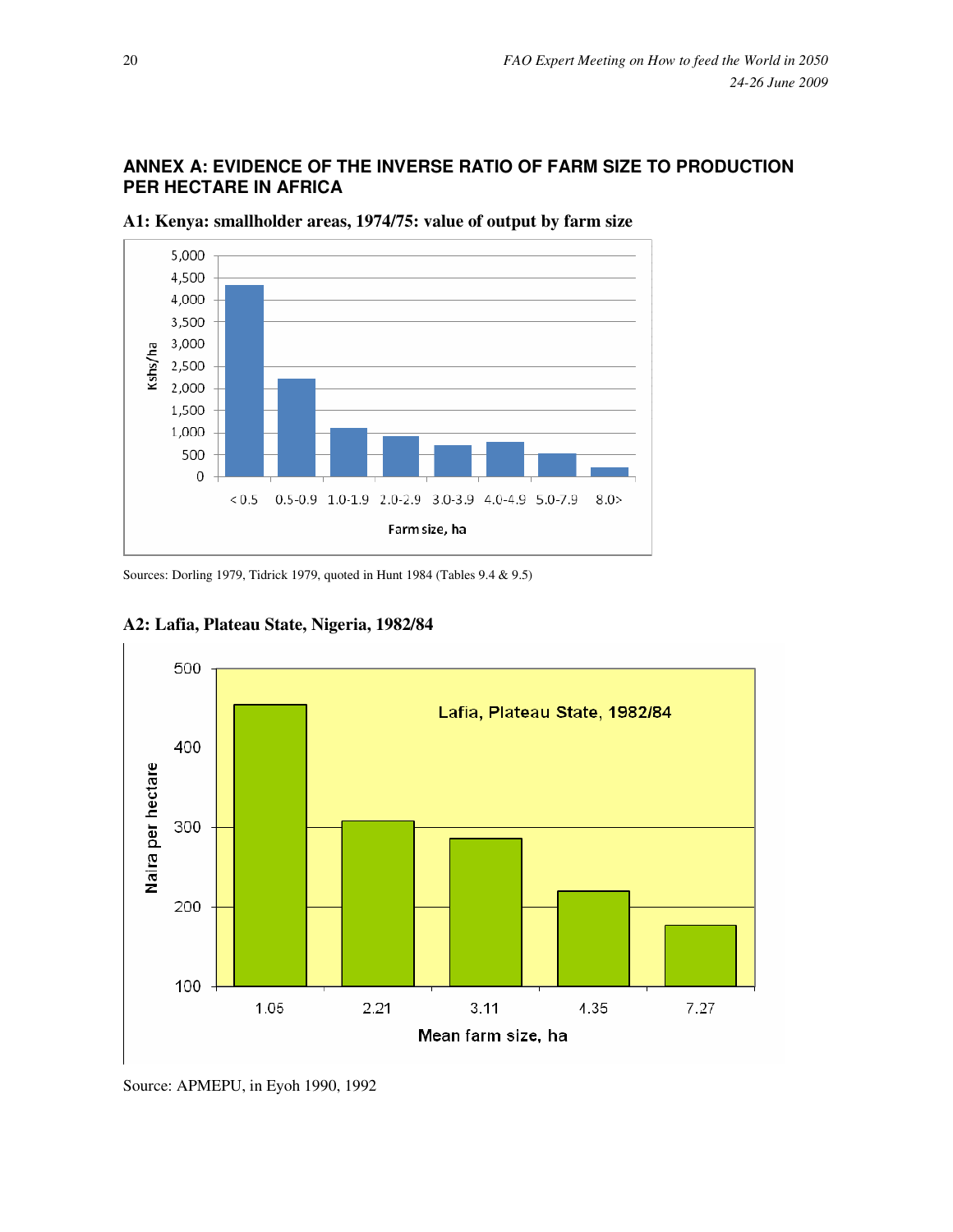## ANNEX A: EVIDENCE OF THE INVERSE RATIO OF FARM SIZE TO PRODUCTION PER HECTARE IN AFRICA

**A1: Kenya: smallholder areas, 1974/75: value of output by farm size**

5,000
4,500
4,000
3,500
3,000
2,500
2,000
1,500
1,000
500
0

Kshs/ha

< 0.5   0.5-0.9   1.0-1.9   2.0-2.9   3.0-3.9   4.0-4.9   5.0-7.9   8.0>

Farm size, ha

Sources: Dorling 1979, Tidrick 1979, quoted in Hunt 1984 (Tables 9.4 & 9.5)

**A2: Lafia, Plateau State, Nigeria, 1982/84**

Lafia, Plateau State, 1982/84

500
400
300
200
100

Naira per hectare

1.05   2.21   3.11   4.35   7.27

Mean farm size, ha

Source: APMEPU, in Eyoh 1990, 1992